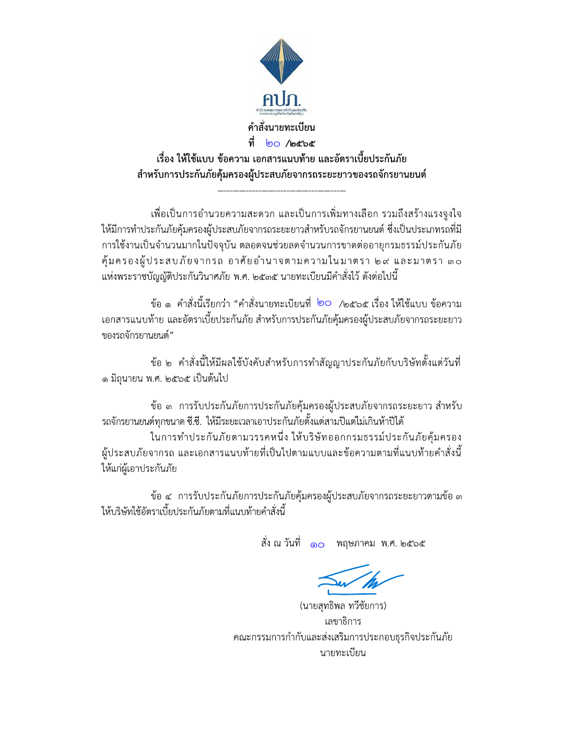คปภ.

สำนักงานคณะกรรมการกำกับและส่งเสริมการประกอบธุรกิจประกันภัย (คปภ.)

**คำสั่งนายทะเบียน**

**ที่ ๒๐ /๒๕๖๕**

**เรื่อง ให้ใช้แบบ ข้อความ เอกสารแนบท้าย และอัตราเบี้ยประกันภัย สำหรับการประกันภัยคุ้มครองผู้ประสบภัยจากรถระยะยาวของรถจักรยานยนต์**

---

เพื่อเป็นการอำนวยความสะดวก และเป็นการเพิ่มทางเลือก รวมถึงสร้างแรงจูงใจให้มีการทำประกันภัยคุ้มครองผู้ประสบภัยจากรถระยะยาวสำหรับรถจักรยานยนต์ ซึ่งเป็นประเภทที่มีการใช้งานเป็นจำนวนมากในปัจจุบัน ตลอดจนช่วยลดจำนวนการขาดต่ออายุกรมธรรม์ประกันภัยคุ้มครองผู้ประสบภัยจากรถ อาศัยอำนาจตามความในมาตรา ๒๙ และมาตรา ๓๐ แห่งพระราชบัญญัติประกันวินาศภัย พ.ศ. ๒๕๓๕ นายทะเบียนมีคำสั่งไว้ ดังต่อไปนี้

ข้อ ๑ คำสั่งนี้เรียกว่า "คำสั่งนายทะเบียนที่ ๒๐ /๒๕๖๕ เรื่อง ให้ใช้แบบ ข้อความ เอกสารแนบท้าย และอัตราเบี้ยประกันภัย สำหรับการประกันภัยคุ้มครองผู้ประสบภัยจากรถระยะยาวของรถจักรยานยนต์"

ข้อ ๒ คำสั่งนี้ให้มีผลใช้บังคับสำหรับการทำสัญญาประกันภัยกับบริษัทตั้งแต่วันที่ ๑ มิถุนายน พ.ศ. ๒๕๖๕ เป็นต้นไป

ข้อ ๓ การรับประกันภัยการประกันภัยคุ้มครองผู้ประสบภัยจากรถระยะยาว สำหรับรถจักรยานยนต์ทุกขนาด ซี.ซี. ให้มีระยะเวลาเอาประกันภัยตั้งแต่สามปีแต่ไม่เกินห้าปีได้

ในการทำประกันภัยตามวรรคหนึ่ง ให้บริษัทออกกรมธรรม์ประกันภัยคุ้มครองผู้ประสบภัยจากรถ และเอกสารแนบท้ายที่เป็นไปตามแบบและข้อความตามที่แนบท้ายคำสั่งนี้ให้แก่ผู้เอาประกันภัย

ข้อ ๔ การรับประกันภัยการประกันภัยคุ้มครองผู้ประสบภัยจากรถระยะยาวตามข้อ ๓ ให้บริษัทใช้อัตราเบี้ยประกันภัยตามที่แนบท้ายคำสั่งนี้

สั่ง ณ วันที่ ๑๐ พฤษภาคม พ.ศ. ๒๕๖๕

(นายสุทธิพล ทวีชัยการ)

เลขาธิการ

คณะกรรมการกำกับและส่งเสริมการประกอบธุรกิจประกันภัย

นายทะเบียน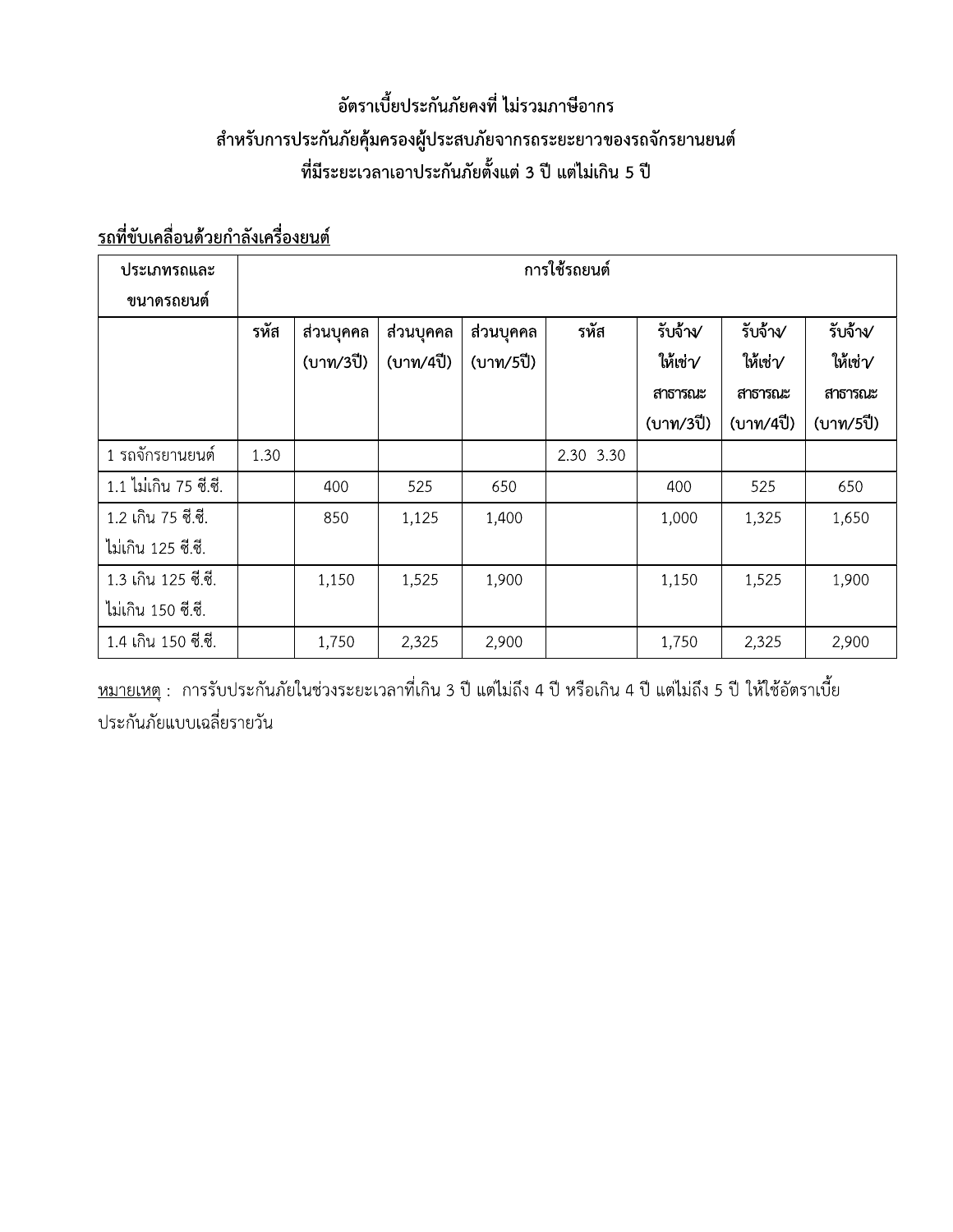**อัตราเบี้ยประกันภัยคงที่ ไม่รวมภาษีอากร**
**สำหรับการประกันภัยคุ้มครองผู้ประสบภัยจากรถระยะยาวของรถจักรยานยนต์**
**ที่มีระยะเวลาเอาประกันภัยตั้งแต่ 3 ปี แต่ไม่เกิน 5 ปี**

**รถที่ขับเคลื่อนด้วยกำลังเครื่องยนต์**

| ประเภทรถและขนาดรถยนต์ | การใช้รถยนต์ | | | | | | | |
|---|---|---|---|---|---|---|---|---|
| | รหัส | ส่วนบุคคล (บาท/3ปี) | ส่วนบุคคล (บาท/4ปี) | ส่วนบุคคล (บาท/5ปี) | รหัส | รับจ้าง/ให้เช่า/สาธารณะ (บาท/3ปี) | รับจ้าง/ให้เช่า/สาธารณะ (บาท/4ปี) | รับจ้าง/ให้เช่า/สาธารณะ (บาท/5ปี) |
| 1 รถจักรยานยนต์ | 1.30 | | | | 2.30 3.30 | | | |
| 1.1 ไม่เกิน 75 ซี.ซี. | | 400 | 525 | 650 | | 400 | 525 | 650 |
| 1.2 เกิน 75 ซี.ซี. ไม่เกิน 125 ซี.ซี. | | 850 | 1,125 | 1,400 | | 1,000 | 1,325 | 1,650 |
| 1.3 เกิน 125 ซี.ซี. ไม่เกิน 150 ซี.ซี. | | 1,150 | 1,525 | 1,900 | | 1,150 | 1,525 | 1,900 |
| 1.4 เกิน 150 ซี.ซี. | | 1,750 | 2,325 | 2,900 | | 1,750 | 2,325 | 2,900 |

หมายเหตุ : การรับประกันภัยในช่วงระยะเวลาที่เกิน 3 ปี แต่ไม่ถึง 4 ปี หรือเกิน 4 ปี แต่ไม่ถึง 5 ปี ให้ใช้อัตราเบี้ยประกันภัยแบบเฉลี่ยรายวัน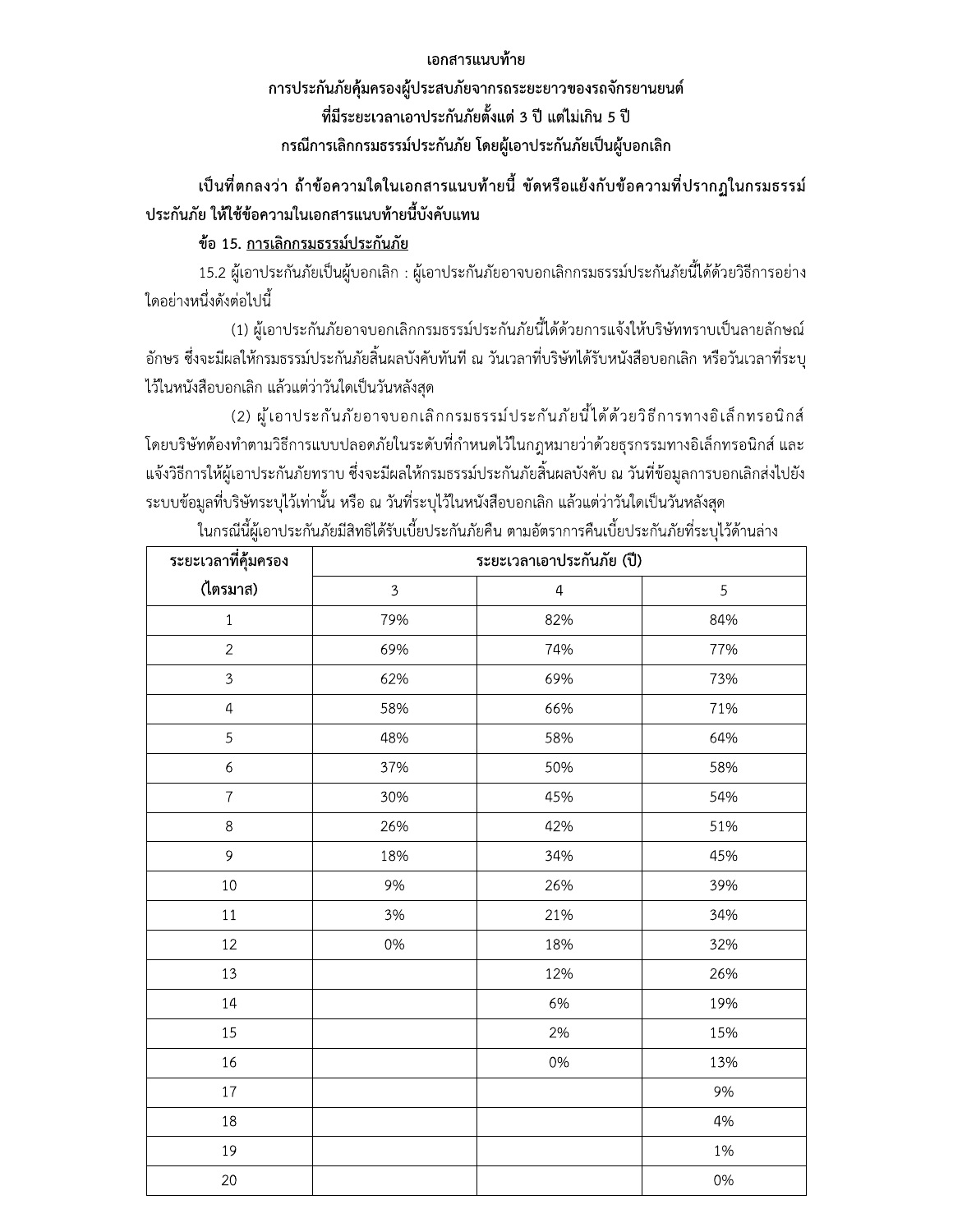**เอกสารแนบท้าย**

**การประกันภัยคุ้มครองผู้ประสบภัยจากรถระยะยาวของรถจักรยานยนต์**

**ที่มีระยะเวลาเอาประกันภัยตั้งแต่ 3 ปี แต่ไม่เกิน 5 ปี**

**กรณีการเลิกกรมธรรม์ประกันภัย โดยผู้เอาประกันภัยเป็นผู้บอกเลิก**

**เป็นที่ตกลงว่า ถ้าข้อความใดในเอกสารแนบท้ายนี้ ขัดหรือแย้งกับข้อความที่ปรากฏในกรมธรรม์ประกันภัย ให้ใช้ข้อความในเอกสารแนบท้ายนี้บังคับแทน**

**ข้อ 15. การเลิกกรมธรรม์ประกันภัย**

15.2 ผู้เอาประกันภัยเป็นผู้บอกเลิก : ผู้เอาประกันภัยอาจบอกเลิกกรมธรรม์ประกันภัยนี้ได้ด้วยวิธีการอย่างใดอย่างหนึ่งดังต่อไปนี้

(1) ผู้เอาประกันภัยอาจบอกเลิกกรมธรรม์ประกันภัยนี้ได้ด้วยการแจ้งให้บริษัททราบเป็นลายลักษณ์อักษร ซึ่งจะมีผลให้กรมธรรม์ประกันภัยสิ้นผลบังคับทันที ณ วันเวลาที่บริษัทได้รับหนังสือบอกเลิก หรือวันเวลาที่ระบุไว้ในหนังสือบอกเลิก แล้วแต่ว่าวันใดเป็นวันหลังสุด

(2) ผู้เอาประกันภัยอาจบอกเลิกกรมธรรม์ประกันภัยนี้ได้ด้วยวิธีการทางอิเล็กทรอนิกส์ โดยบริษัทต้องทำตามวิธีการแบบปลอดภัยในระดับที่กำหนดไว้ในกฎหมายว่าด้วยธุรกรรมทางอิเล็กทรอนิกส์ และแจ้งวิธีการให้ผู้เอาประกันภัยทราบ ซึ่งจะมีผลให้กรมธรรม์ประกันภัยสิ้นผลบังคับ ณ วันที่ข้อมูลการบอกเลิกส่งไปยังระบบข้อมูลที่บริษัทระบุไว้เท่านั้น หรือ ณ วันที่ระบุไว้ในหนังสือบอกเลิก แล้วแต่ว่าวันใดเป็นวันหลังสุด

ในกรณีนี้ผู้เอาประกันภัยมีสิทธิได้รับเบี้ยประกันภัยคืน ตามอัตราการคืนเบี้ยประกันภัยที่ระบุไว้ด้านล่าง

| ระยะเวลาที่คุ้มครอง (ไตรมาส) | ระยะเวลาเอาประกันภัย (ปี) | | |
|---|---|---|---|
| | 3 | 4 | 5 |
| 1 | 79% | 82% | 84% |
| 2 | 69% | 74% | 77% |
| 3 | 62% | 69% | 73% |
| 4 | 58% | 66% | 71% |
| 5 | 48% | 58% | 64% |
| 6 | 37% | 50% | 58% |
| 7 | 30% | 45% | 54% |
| 8 | 26% | 42% | 51% |
| 9 | 18% | 34% | 45% |
| 10 | 9% | 26% | 39% |
| 11 | 3% | 21% | 34% |
| 12 | 0% | 18% | 32% |
| 13 | | 12% | 26% |
| 14 | | 6% | 19% |
| 15 | | 2% | 15% |
| 16 | | 0% | 13% |
| 17 | | | 9% |
| 18 | | | 4% |
| 19 | | | 1% |
| 20 | | | 0% |